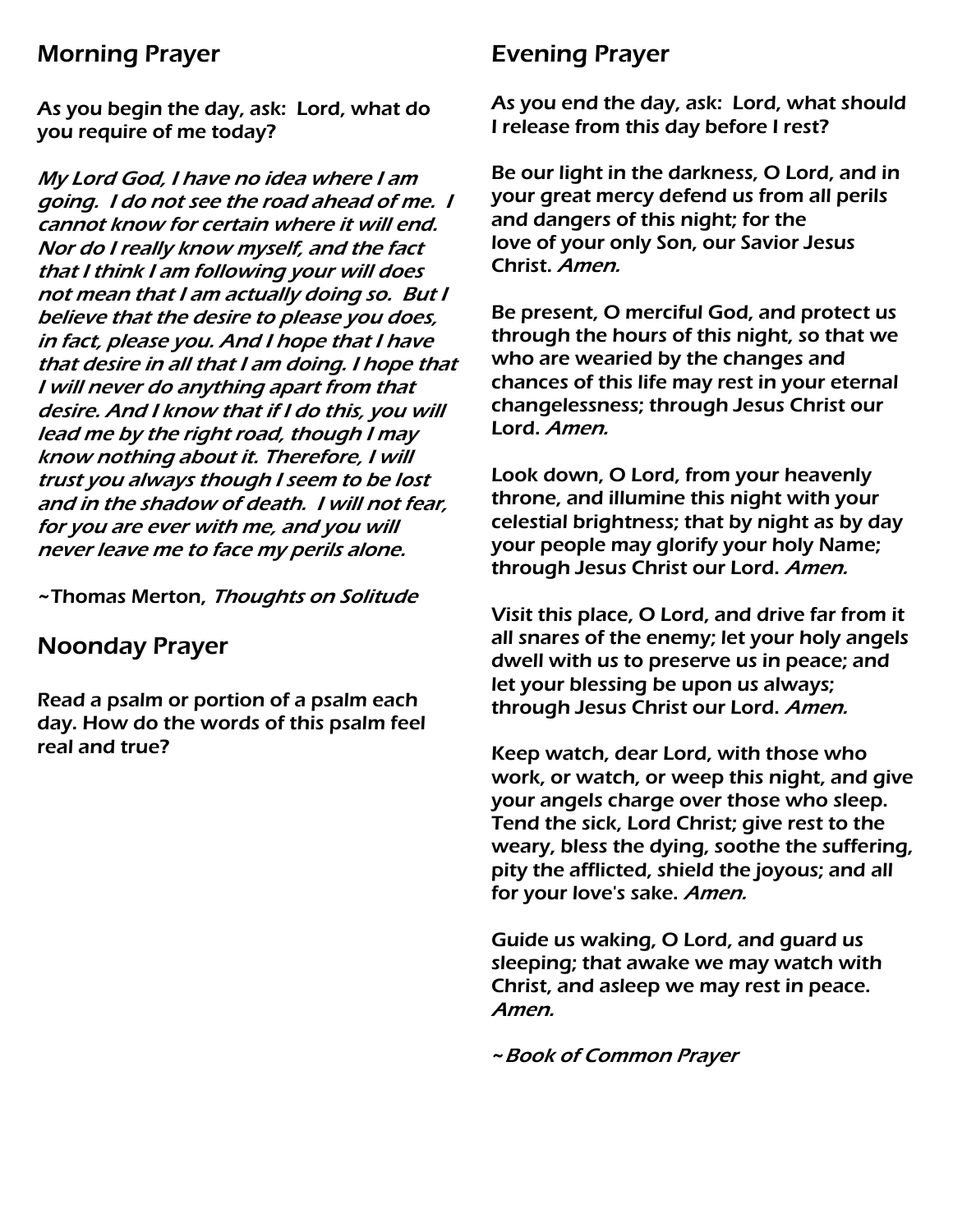## Morning Prayer

**As you begin the day, ask: Lord, what do you require of me today?**

***My Lord God, I have no idea where I am going. I do not see the road ahead of me. I cannot know for certain where it will end. Nor do I really know myself, and the fact that I think I am following your will does not mean that I am actually doing so. But I believe that the desire to please you does, in fact, please you. And I hope that I have that desire in all that I am doing. I hope that I will never do anything apart from that desire. And I know that if I do this, you will lead me by the right road, though I may know nothing about it. Therefore, I will trust you always though I seem to be lost and in the shadow of death. I will not fear, for you are ever with me, and you will never leave me to face my perils alone.***

**~Thomas Merton, *Thoughts on Solitude***

## Noonday Prayer

**Read a psalm or portion of a psalm each day. How do the words of this psalm feel real and true?**

## Evening Prayer

**As you end the day, ask: Lord, what should I release from this day before I rest?**

**Be our light in the darkness, O Lord, and in your great mercy defend us from all perils and dangers of this night; for the love of your only Son, our Savior Jesus Christ. *Amen.***

**Be present, O merciful God, and protect us through the hours of this night, so that we who are wearied by the changes and chances of this life may rest in your eternal changelessness; through Jesus Christ our Lord. *Amen.***

**Look down, O Lord, from your heavenly throne, and illumine this night with your celestial brightness; that by night as by day your people may glorify your holy Name; through Jesus Christ our Lord. *Amen.***

**Visit this place, O Lord, and drive far from it all snares of the enemy; let your holy angels dwell with us to preserve us in peace; and let your blessing be upon us always; through Jesus Christ our Lord. *Amen.***

**Keep watch, dear Lord, with those who work, or watch, or weep this night, and give your angels charge over those who sleep. Tend the sick, Lord Christ; give rest to the weary, bless the dying, soothe the suffering, pity the afflicted, shield the joyous; and all for your love's sake. *Amen.***

**Guide us waking, O Lord, and guard us sleeping; that awake we may watch with Christ, and asleep we may rest in peace. *Amen.***

***~Book of Common Prayer***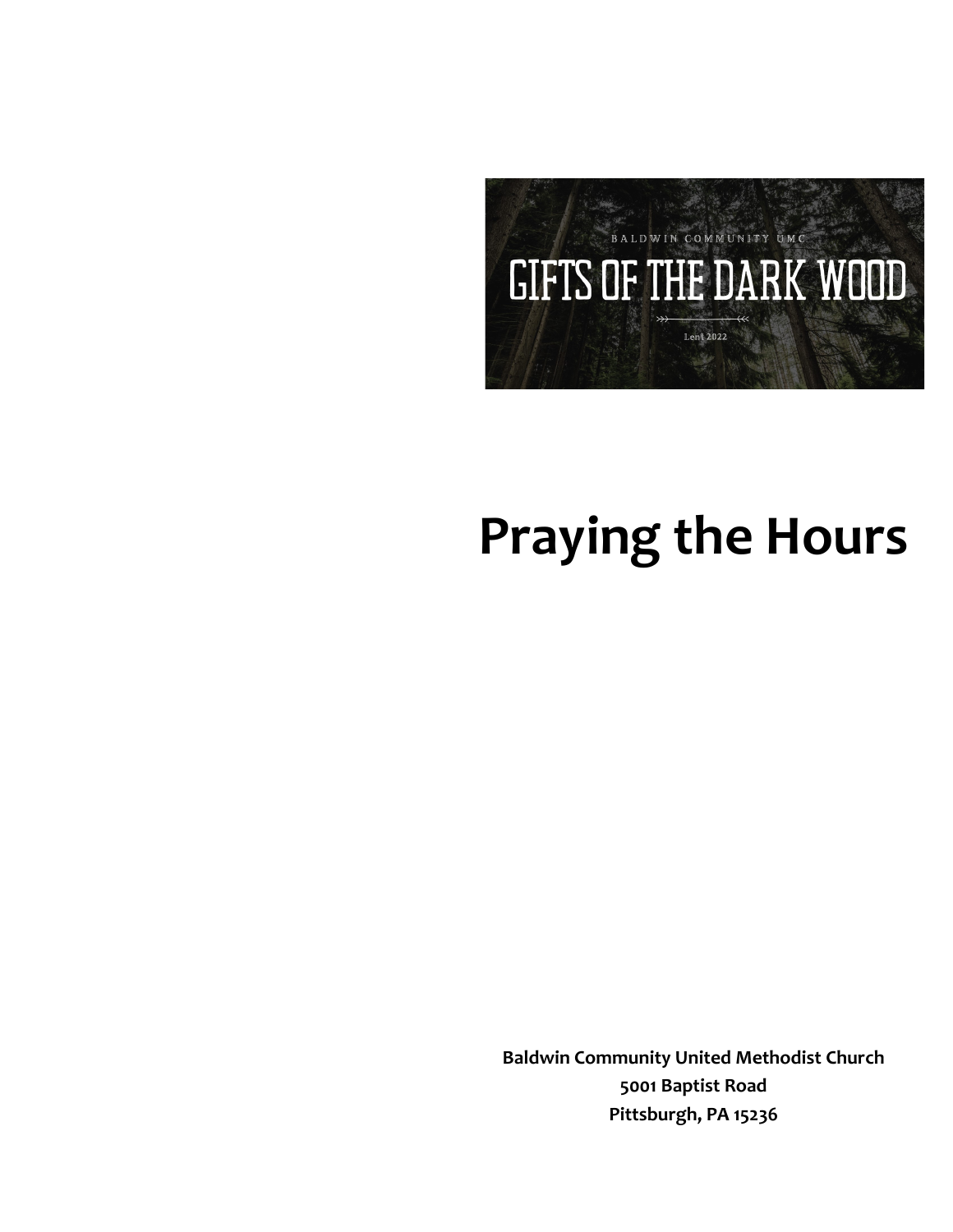BALDWIN COMMUNITY UMC

GIFTS OF THE DARK WOOD

Lent 2022

# Praying the Hours

**Baldwin Community United Methodist Church**
**5001 Baptist Road**
**Pittsburgh, PA 15236**